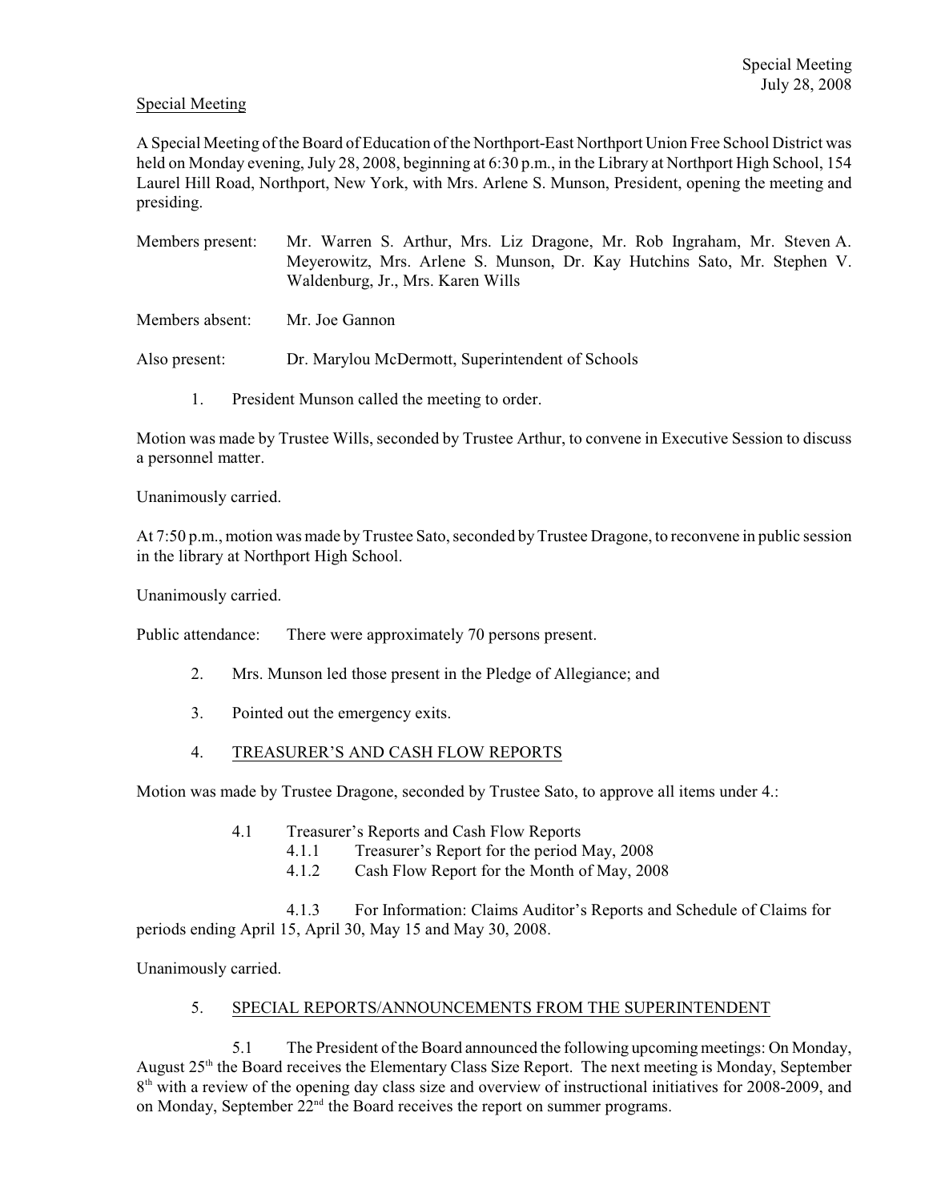Special Meeting

A Special Meeting of the Board of Education of the Northport-East Northport Union Free School District was held on Monday evening, July 28, 2008, beginning at 6:30 p.m., in the Library at Northport High School, 154 Laurel Hill Road, Northport, New York, with Mrs. Arlene S. Munson, President, opening the meeting and presiding.

Members present: Mr. Warren S. Arthur, Mrs. Liz Dragone, Mr. Rob Ingraham, Mr. Steven A. Meyerowitz, Mrs. Arlene S. Munson, Dr. Kay Hutchins Sato, Mr. Stephen V. Waldenburg, Jr., Mrs. Karen Wills

Members absent: Mr. Joe Gannon

Also present: Dr. Marylou McDermott, Superintendent of Schools

1. President Munson called the meeting to order.

Motion was made by Trustee Wills, seconded by Trustee Arthur, to convene in Executive Session to discuss a personnel matter.

Unanimously carried.

At 7:50 p.m., motion was made by Trustee Sato, seconded by Trustee Dragone, to reconvene in public session in the library at Northport High School.

Unanimously carried.

Public attendance: There were approximately 70 persons present.

2. Mrs. Munson led those present in the Pledge of Allegiance; and

3. Pointed out the emergency exits.

4. TREASURER'S AND CASH FLOW REPORTS

Motion was made by Trustee Dragone, seconded by Trustee Sato, to approve all items under 4.:

4.1 Treasurer's Reports and Cash Flow Reports
   4.1.1 Treasurer's Report for the period May, 2008
   4.1.2 Cash Flow Report for the Month of May, 2008

   4.1.3 For Information: Claims Auditor's Reports and Schedule of Claims for periods ending April 15, April 30, May 15 and May 30, 2008.

Unanimously carried.

5. SPECIAL REPORTS/ANNOUNCEMENTS FROM THE SUPERINTENDENT

5.1 The President of the Board announced the following upcoming meetings: On Monday, August 25th the Board receives the Elementary Class Size Report. The next meeting is Monday, September 8th with a review of the opening day class size and overview of instructional initiatives for 2008-2009, and on Monday, September 22nd the Board receives the report on summer programs.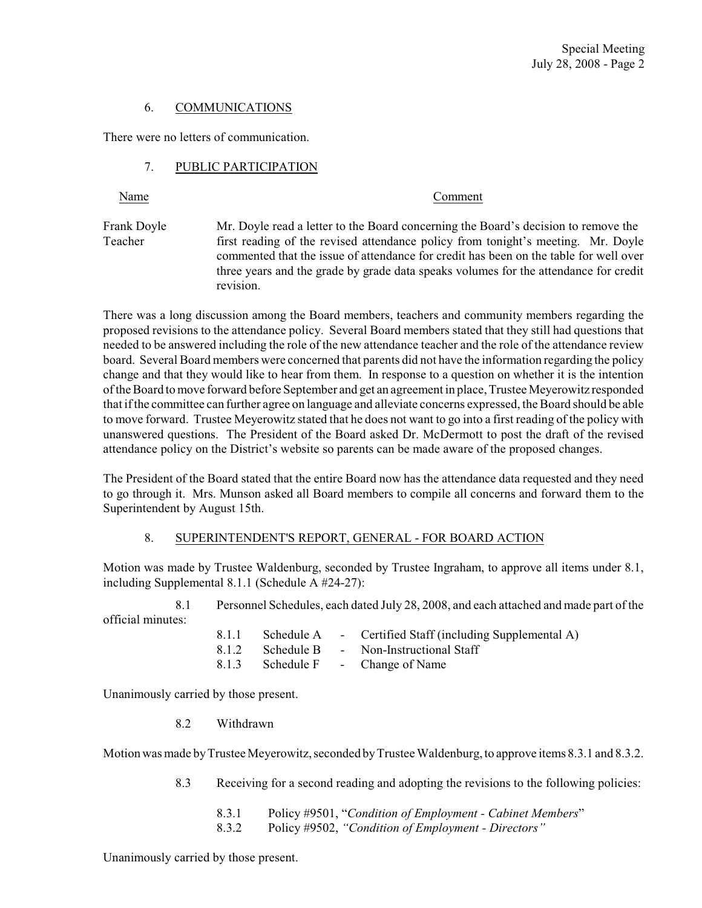## 6. COMMUNICATIONS

There were no letters of communication.

## 7. PUBLIC PARTICIPATION

| Name | Comment |
|---|---|
| Frank Doyle<br>Teacher | Mr. Doyle read a letter to the Board concerning the Board's decision to remove the first reading of the revised attendance policy from tonight's meeting. Mr. Doyle commented that the issue of attendance for credit has been on the table for well over three years and the grade by grade data speaks volumes for the attendance for credit revision. |

There was a long discussion among the Board members, teachers and community members regarding the proposed revisions to the attendance policy. Several Board members stated that they still had questions that needed to be answered including the role of the new attendance teacher and the role of the attendance review board. Several Board members were concerned that parents did not have the information regarding the policy change and that they would like to hear from them. In response to a question on whether it is the intention of the Board to move forward before September and get an agreement in place, Trustee Meyerowitz responded that if the committee can further agree on language and alleviate concerns expressed, the Board should be able to move forward. Trustee Meyerowitz stated that he does not want to go into a first reading of the policy with unanswered questions. The President of the Board asked Dr. McDermott to post the draft of the revised attendance policy on the District's website so parents can be made aware of the proposed changes.

The President of the Board stated that the entire Board now has the attendance data requested and they need to go through it. Mrs. Munson asked all Board members to compile all concerns and forward them to the Superintendent by August 15th.

## 8. SUPERINTENDENT'S REPORT, GENERAL - FOR BOARD ACTION

Motion was made by Trustee Waldenburg, seconded by Trustee Ingraham, to approve all items under 8.1, including Supplemental 8.1.1 (Schedule A #24-27):

8.1 Personnel Schedules, each dated July 28, 2008, and each attached and made part of the official minutes:

- 8.1.1 Schedule A - Certified Staff (including Supplemental A)
- 8.1.2 Schedule B - Non-Instructional Staff
- 8.1.3 Schedule F - Change of Name

Unanimously carried by those present.

8.2 Withdrawn

Motion was made by Trustee Meyerowitz, seconded by Trustee Waldenburg, to approve items 8.3.1 and 8.3.2.

8.3 Receiving for a second reading and adopting the revisions to the following policies:

- 8.3.1 Policy #9501, "*Condition of Employment - Cabinet Members*"
- 8.3.2 Policy #9502, *"Condition of Employment - Directors"*

Unanimously carried by those present.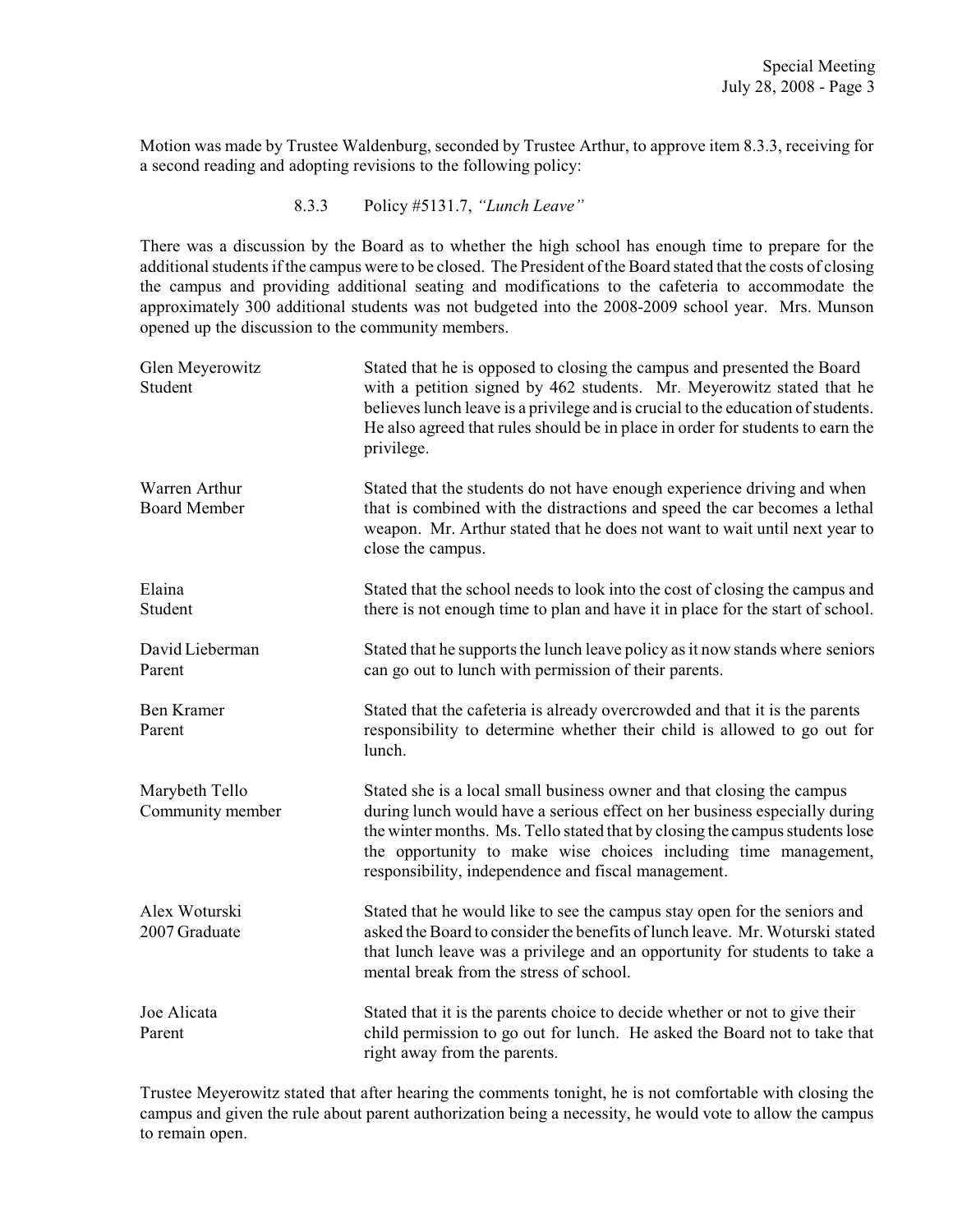Motion was made by Trustee Waldenburg, seconded by Trustee Arthur, to approve item 8.3.3, receiving for a second reading and adopting revisions to the following policy:

8.3.3 Policy #5131.7, *"Lunch Leave"*

There was a discussion by the Board as to whether the high school has enough time to prepare for the additional students if the campus were to be closed. The President of the Board stated that the costs of closing the campus and providing additional seating and modifications to the cafeteria to accommodate the approximately 300 additional students was not budgeted into the 2008-2009 school year. Mrs. Munson opened up the discussion to the community members.

| | |
|---|---|
| Glen Meyerowitz<br>Student | Stated that he is opposed to closing the campus and presented the Board with a petition signed by 462 students. Mr. Meyerowitz stated that he believes lunch leave is a privilege and is crucial to the education of students. He also agreed that rules should be in place in order for students to earn the privilege. |
| Warren Arthur<br>Board Member | Stated that the students do not have enough experience driving and when that is combined with the distractions and speed the car becomes a lethal weapon. Mr. Arthur stated that he does not want to wait until next year to close the campus. |
| Elaina<br>Student | Stated that the school needs to look into the cost of closing the campus and there is not enough time to plan and have it in place for the start of school. |
| David Lieberman<br>Parent | Stated that he supports the lunch leave policy as it now stands where seniors can go out to lunch with permission of their parents. |
| Ben Kramer<br>Parent | Stated that the cafeteria is already overcrowded and that it is the parents responsibility to determine whether their child is allowed to go out for lunch. |
| Marybeth Tello<br>Community member | Stated she is a local small business owner and that closing the campus during lunch would have a serious effect on her business especially during the winter months. Ms. Tello stated that by closing the campus students lose the opportunity to make wise choices including time management, responsibility, independence and fiscal management. |
| Alex Woturski<br>2007 Graduate | Stated that he would like to see the campus stay open for the seniors and asked the Board to consider the benefits of lunch leave. Mr. Woturski stated that lunch leave was a privilege and an opportunity for students to take a mental break from the stress of school. |
| Joe Alicata<br>Parent | Stated that it is the parents choice to decide whether or not to give their child permission to go out for lunch. He asked the Board not to take that right away from the parents. |

Trustee Meyerowitz stated that after hearing the comments tonight, he is not comfortable with closing the campus and given the rule about parent authorization being a necessity, he would vote to allow the campus to remain open.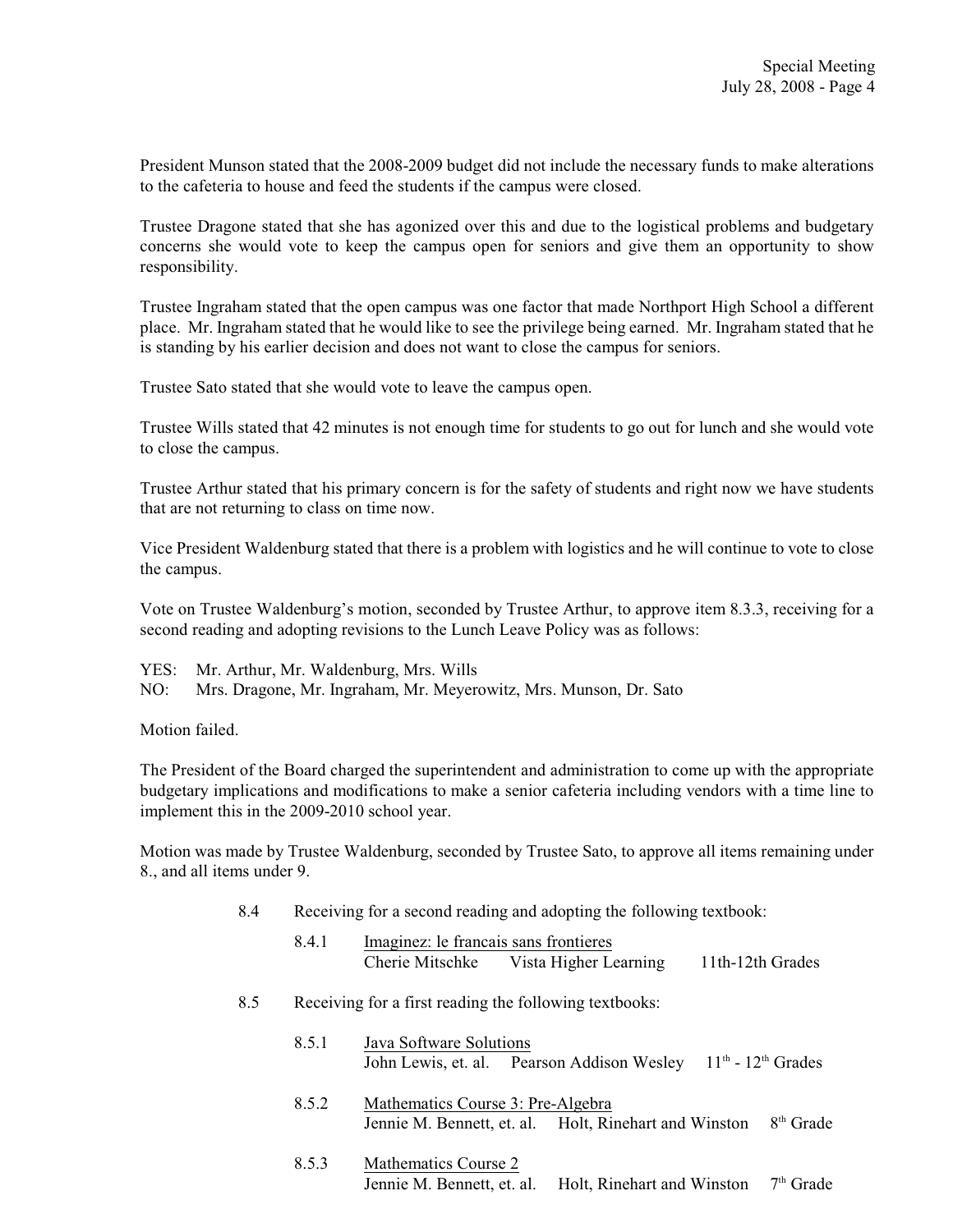President Munson stated that the 2008-2009 budget did not include the necessary funds to make alterations to the cafeteria to house and feed the students if the campus were closed.

Trustee Dragone stated that she has agonized over this and due to the logistical problems and budgetary concerns she would vote to keep the campus open for seniors and give them an opportunity to show responsibility.

Trustee Ingraham stated that the open campus was one factor that made Northport High School a different place. Mr. Ingraham stated that he would like to see the privilege being earned. Mr. Ingraham stated that he is standing by his earlier decision and does not want to close the campus for seniors.

Trustee Sato stated that she would vote to leave the campus open.

Trustee Wills stated that 42 minutes is not enough time for students to go out for lunch and she would vote to close the campus.

Trustee Arthur stated that his primary concern is for the safety of students and right now we have students that are not returning to class on time now.

Vice President Waldenburg stated that there is a problem with logistics and he will continue to vote to close the campus.

Vote on Trustee Waldenburg's motion, seconded by Trustee Arthur, to approve item 8.3.3, receiving for a second reading and adopting revisions to the Lunch Leave Policy was as follows:

YES: Mr. Arthur, Mr. Waldenburg, Mrs. Wills
NO: Mrs. Dragone, Mr. Ingraham, Mr. Meyerowitz, Mrs. Munson, Dr. Sato

Motion failed.

The President of the Board charged the superintendent and administration to come up with the appropriate budgetary implications and modifications to make a senior cafeteria including vendors with a time line to implement this in the 2009-2010 school year.

Motion was made by Trustee Waldenburg, seconded by Trustee Sato, to approve all items remaining under 8., and all items under 9.

8.4 Receiving for a second reading and adopting the following textbook:

8.4.1 Imaginez: le francais sans frontieres
Cherie Mitschke  Vista Higher Learning  11th-12th Grades

8.5 Receiving for a first reading the following textbooks:

8.5.1 Java Software Solutions
John Lewis, et. al.  Pearson Addison Wesley  11th - 12th Grades

8.5.2 Mathematics Course 3: Pre-Algebra
Jennie M. Bennett, et. al.  Holt, Rinehart and Winston  8th Grade

8.5.3 Mathematics Course 2
Jennie M. Bennett, et. al.  Holt, Rinehart and Winston  7th Grade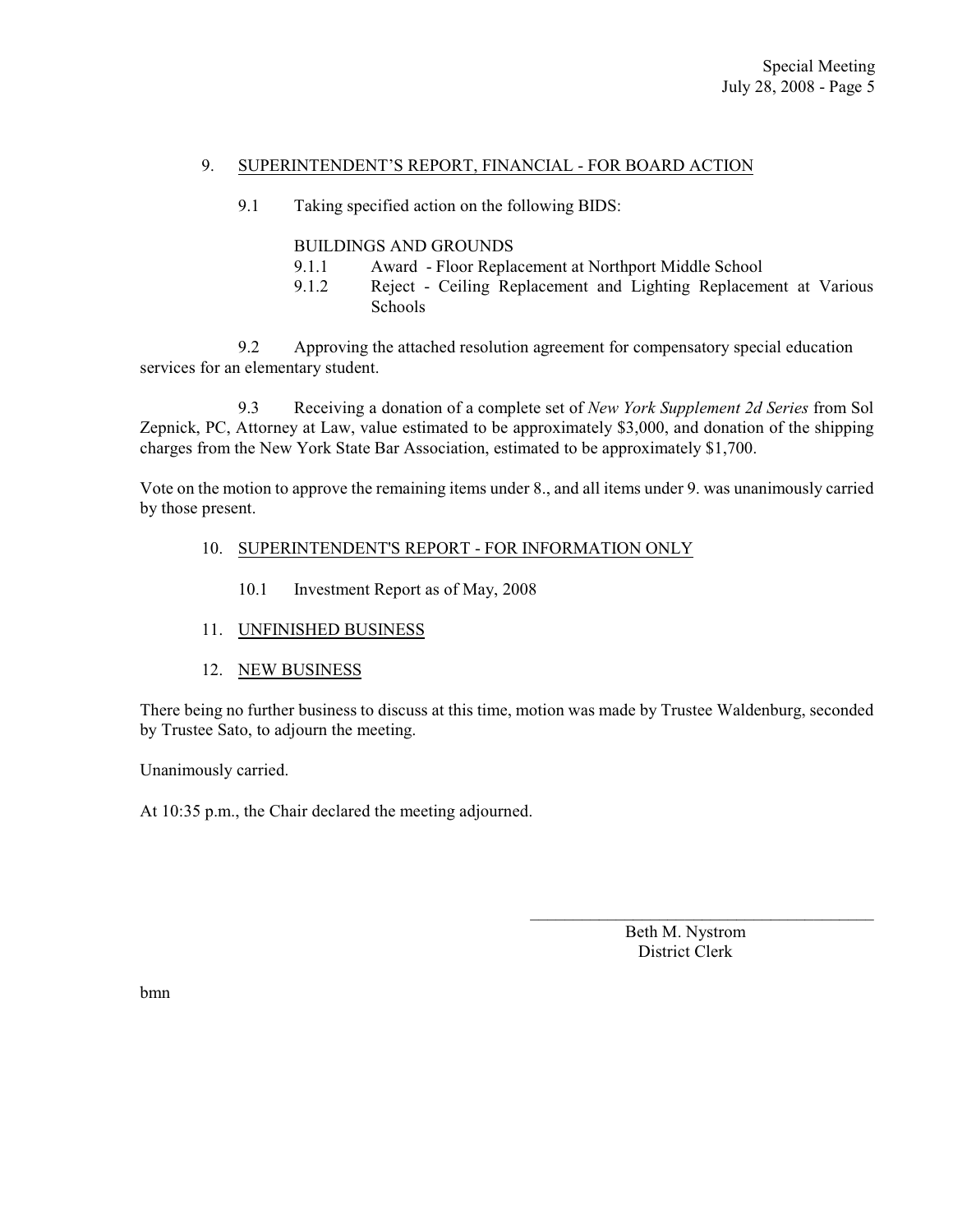9. SUPERINTENDENT'S REPORT, FINANCIAL - FOR BOARD ACTION

    9.1 Taking specified action on the following BIDS:

    BUILDINGS AND GROUNDS

    9.1.1 Award - Floor Replacement at Northport Middle School

    9.1.2 Reject - Ceiling Replacement and Lighting Replacement at Various Schools

9.2 Approving the attached resolution agreement for compensatory special education services for an elementary student.

9.3 Receiving a donation of a complete set of *New York Supplement 2d Series* from Sol Zepnick, PC, Attorney at Law, value estimated to be approximately $3,000, and donation of the shipping charges from the New York State Bar Association, estimated to be approximately $1,700.

Vote on the motion to approve the remaining items under 8., and all items under 9. was unanimously carried by those present.

10. SUPERINTENDENT'S REPORT - FOR INFORMATION ONLY

    10.1 Investment Report as of May, 2008

11. UNFINISHED BUSINESS

12. NEW BUSINESS

There being no further business to discuss at this time, motion was made by Trustee Waldenburg, seconded by Trustee Sato, to adjourn the meeting.

Unanimously carried.

At 10:35 p.m., the Chair declared the meeting adjourned.

Beth M. Nystrom
District Clerk

bmn